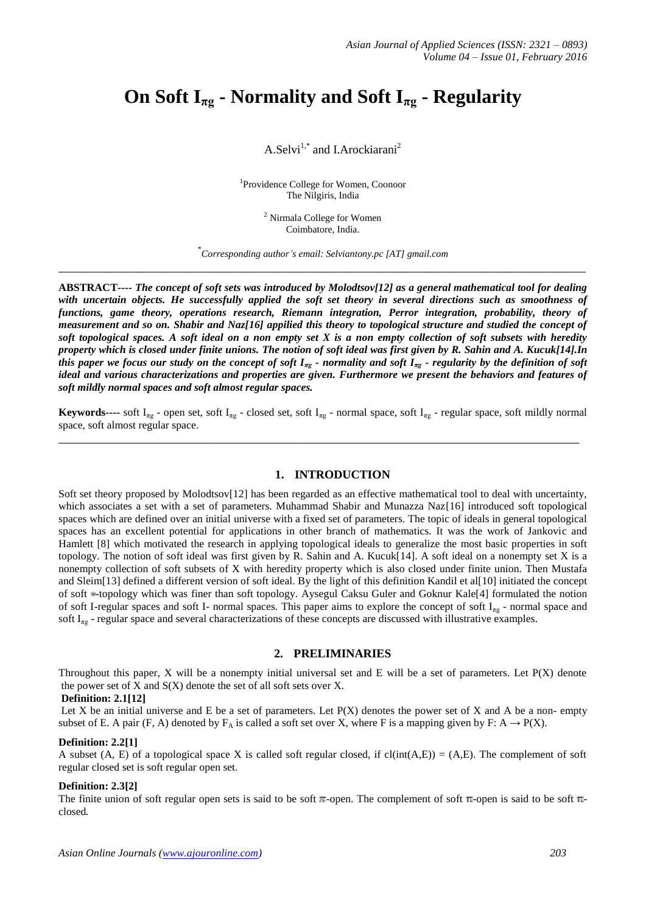# On Soft $I_{\pi g}$ - Normality and Soft $I_{\pi g}$ - Regularity

A.Selvi[1,*] and I.Arockiarani[2]

[1]Providence College for Women, Coonoor
The Nilgiris, India

[2] Nirmala College for Women
Coimbatore, India.

[*]*Corresponding author's email: Selviantony.pc [AT] gmail.com*

---

**ABSTRACT----** ***The concept of soft sets was introduced by Molodtsov[12] as a general mathematical tool for dealing with uncertain objects. He successfully applied the soft set theory in several directions such as smoothness of functions, game theory, operations research, Riemann integration, Perron integration, probability, theory of measurement and so on. Shabir and Naz[16] appilied this theory to topological structure and studied the concept of soft topological spaces. A soft ideal on a non empty set X is a non empty collection of soft subsets with heredity property which is closed under finite unions. The notion of soft ideal was first given by R. Sahin and A. Kucuk[14].In this paper we focus our study on the concept of soft $I_{\pi g}$ - normality and soft $I_{\pi g}$ - regularity by the definition of soft ideal and various characterizations and properties are given. Furthermore we present the behaviors and features of soft mildly normal spaces and soft almost regular spaces.***

**Keywords----** soft $I_{\pi g}$ - open set, soft $I_{\pi g}$ - closed set, soft $I_{\pi g}$ - normal space, soft $I_{\pi g}$ - regular space, soft mildly normal space, soft almost regular space.

---

## 1. INTRODUCTION

Soft set theory proposed by Molodtsov[12] has been regarded as an effective mathematical tool to deal with uncertainty, which associates a set with a set of parameters. Muhammad Shabir and Munazza Naz[16] introduced soft topological spaces which are defined over an initial universe with a fixed set of parameters. The topic of ideals in general topological spaces has an excellent potential for applications in other branch of mathematics. It was the work of Jankovic and Hamlett [8] which motivated the research in applying topological ideals to generalize the most basic properties in soft topology. The notion of soft ideal was first given by R. Sahin and A. Kucuk[14]. A soft ideal on a nonempty set X is a nonempty collection of soft subsets of X with heredity property which is also closed under finite union. Then Mustafa and Sleim[13] defined a different version of soft ideal. By the light of this definition Kandil et al[10] initiated the concept of soft $*$-topology which was finer than soft topology. Aysegul Caksu Guler and Goknur Kale[4] formulated the notion of soft I-regular spaces and soft I- normal spaces. This paper aims to explore the concept of soft $I_{\pi g}$ - normal space and soft $I_{\pi g}$ - regular space and several characterizations of these concepts are discussed with illustrative examples.

## 2. PRELIMINARIES

Throughout this paper, X will be a nonempty initial universal set and E will be a set of parameters. Let P(X) denote the power set of X and S(X) denote the set of all soft sets over X.

**Definition: 2.1[12]**

Let X be an initial universe and E be a set of parameters. Let P(X) denotes the power set of X and A be a non- empty subset of E. A pair (F, A) denoted by $F_A$ is called a soft set over X, where F is a mapping given by F: $A \rightarrow P(X)$.

**Definition: 2.2[1]**

A subset (A, E) of a topological space X is called soft regular closed, if cl(int(A,E)) = (A,E). The complement of soft regular closed set is soft regular open set.

**Definition: 2.3[2]**

The finite union of soft regular open sets is said to be soft $\pi$-open. The complement of soft $\pi$-open is said to be soft $\pi$-closed.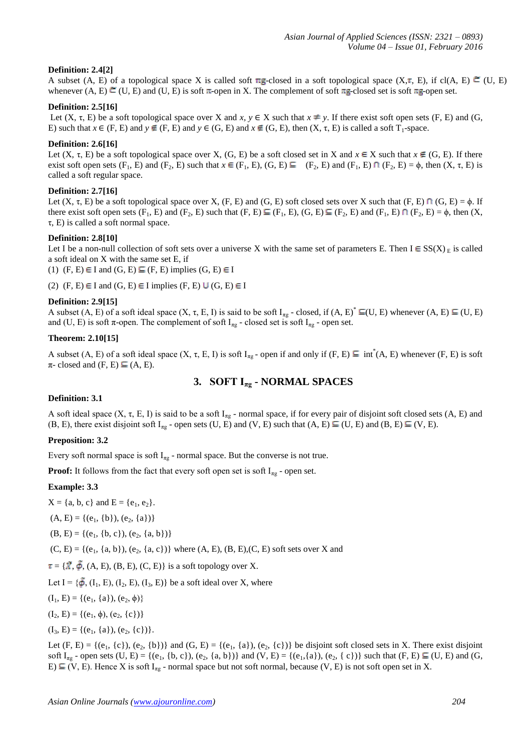**Definition: 2.4[2]**

A subset (A, E) of a topological space X is called soft πg-closed in a soft topological space (X,τ, E), if cl(A, E) ⊑ (U, E) whenever (A, E) ⊑ (U, E) and (U, E) is soft π-open in X. The complement of soft πg-closed set is soft πg-open set.

**Definition: 2.5[16]**

Let (X, τ, E) be a soft topological space over X and *x*, *y* ∈ X such that *x* ≠ *y*. If there exist soft open sets (F, E) and (G, E) such that *x* ∈ (F, E) and *y* ∉ (F, E) and *y* ∈ (G, E) and *x* ∉ (G, E), then (X, τ, E) is called a soft $T_1$-space.

**Definition: 2.6[16]**

Let (X, τ, E) be a soft topological space over X, (G, E) be a soft closed set in X and *x* ∈ X such that *x* ∉ (G, E). If there exist soft open sets $(F_1, E)$ and $(F_2, E)$ such that *x* ∈ $(F_1, E)$, (G, E) ⊑ $(F_2, E)$ and $(F_1, E) \sqcap (F_2, E) = \phi$, then (X, τ, E) is called a soft regular space.

**Definition: 2.7[16]**

Let (X, τ, E) be a soft topological space over X, (F, E) and (G, E) soft closed sets over X such that (F, E) ⊓ (G, E) = ϕ. If there exist soft open sets $(F_1, E)$ and $(F_2, E)$ such that (F, E) ⊑ $(F_1, E)$, (G, E) ⊑ $(F_2, E)$ and $(F_1, E) \sqcap (F_2, E) = \phi$, then (X, τ, E) is called a soft normal space.

**Definition: 2.8[10]**

Let I be a non-null collection of soft sets over a universe X with the same set of parameters E. Then I ∈ $SS(X)_E$ is called a soft ideal on X with the same set E, if

(1) (F, E) ∈ I and (G, E) ⊑ (F, E) implies (G, E) ∈ I

(2) (F, E) ∈ I and (G, E) ∈ I implies (F, E) ⊔ (G, E) ∈ I

**Definition: 2.9[15]**

A subset (A, E) of a soft ideal space (X, τ, E, I) is said to be soft $I_{\pi g}$ - closed, if $(A, E)^*$ ⊑(U, E) whenever (A, E) ⊑ (U, E) and (U, E) is soft π-open. The complement of soft $I_{\pi g}$ - closed set is soft $I_{\pi g}$ - open set.

**Theorem: 2.10[15]**

A subset (A, E) of a soft ideal space (X, τ, E, I) is soft $I_{\pi g}$ - open if and only if (F, E) ⊑ $int^*(A, E)$ whenever (F, E) is soft π- closed and (F, E) ⊑ (A, E).

## 3. SOFT $I_{\pi g}$ - NORMAL SPACES

**Definition: 3.1**

A soft ideal space (X, τ, E, I) is said to be a soft $I_{\pi g}$ - normal space, if for every pair of disjoint soft closed sets (A, E) and (B, E), there exist disjoint soft $I_{\pi g}$ - open sets (U, E) and (V, E) such that (A, E) ⊑ (U, E) and (B, E) ⊑ (V, E).

**Preposition: 3.2**

Every soft normal space is soft $I_{\pi g}$ - normal space. But the converse is not true.

**Proof:** It follows from the fact that every soft open set is soft $I_{\pi g}$ - open set.

**Example: 3.3**

X = {a, b, c} and E = {$e_1$, $e_2$}.

(A, E) = {($e_1$, {b}), ($e_2$, {a})}

(B, E) = {($e_1$, {b, c}), ($e_2$, {a, b})}

(C, E) = {($e_1$, {a, b}), ($e_2$, {a, c})} where (A, E), (B, E),(C, E) soft sets over X and

τ = {X̃, ϕ̃, (A, E), (B, E), (C, E)} is a soft topology over X.

Let I = {ϕ̃, $(I_1, E)$, $(I_2, E)$, $(I_3, E)$} be a soft ideal over X, where

$(I_1, E)$ = {($e_1$, {a}), ($e_2$, ϕ)}

$(I_2, E)$ = {($e_1$, ϕ), ($e_2$, {c})}

$(I_3, E)$ = {($e_1$, {a}), ($e_2$, {c})}.

Let (F, E) = {($e_1$, {c}), ($e_2$, {b})} and (G, E) = {($e_1$, {a}), ($e_2$, {c})} be disjoint soft closed sets in X. There exist disjoint soft $I_{\pi g}$ - open sets (U, E) = {($e_1$, {b, c}), ($e_2$, {a, b})} and (V, E) = {($e_1$,{a}), ($e_2$, { c})} such that (F, E) ⊑ (U, E) and (G, E) ⊑ (V, E). Hence X is soft $I_{\pi g}$ - normal space but not soft normal, because (V, E) is not soft open set in X.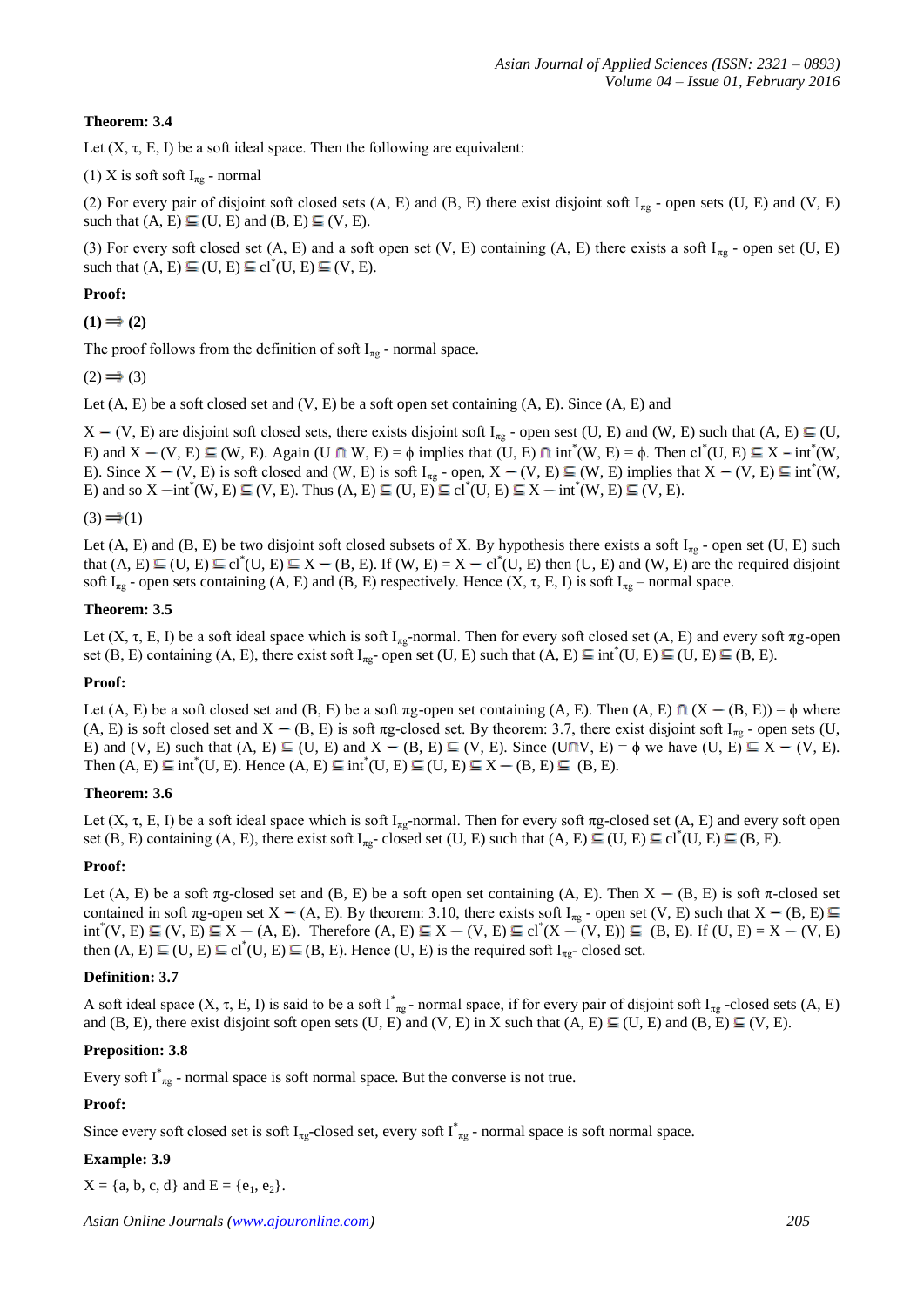**Theorem: 3.4**

Let $(X, \tau, E, I)$ be a soft ideal space. Then the following are equivalent:

(1) X is soft soft $I_{\pi g}$ - normal

(2) For every pair of disjoint soft closed sets (A, E) and (B, E) there exist disjoint soft $I_{\pi g}$ - open sets (U, E) and (V, E) such that $(A, E) \sqsubseteq (U, E)$ and $(B, E) \sqsubseteq (V, E)$.

(3) For every soft closed set (A, E) and a soft open set (V, E) containing (A, E) there exists a soft $I_{\pi g}$ - open set (U, E) such that $(A, E) \sqsubseteq (U, E) \sqsubseteq cl^*(U, E) \sqsubseteq (V, E)$.

**Proof:**

**(1) ⟹ (2)**

The proof follows from the definition of soft $I_{\pi g}$ - normal space.

(2) ⟹ (3)

Let (A, E) be a soft closed set and (V, E) be a soft open set containing (A, E). Since (A, E) and

$X - (V, E)$ are disjoint soft closed sets, there exists disjoint soft $I_{\pi g}$ - open sest (U, E) and (W, E) such that $(A, E) \sqsubseteq (U, E)$ and $X - (V, E) \sqsubseteq (W, E)$. Again $(U \sqcap W, E) = \phi$ implies that $(U, E) \sqcap int^*(W, E) = \phi$. Then $cl^*(U, E) \sqsubseteq X - int^*(W, E)$. Since $X - (V, E)$ is soft closed and (W, E) is soft $I_{\pi g}$ - open, $X - (V, E) \sqsubseteq (W, E)$ implies that $X - (V, E) \sqsubseteq int^*(W, E)$ and so $X - int^*(W, E) \sqsubseteq (V, E)$. Thus $(A, E) \sqsubseteq (U, E) \sqsubseteq cl^*(U, E) \sqsubseteq X - int^*(W, E) \sqsubseteq (V, E)$.

(3) ⟹(1)

Let (A, E) and (B, E) be two disjoint soft closed subsets of X. By hypothesis there exists a soft $I_{\pi g}$ - open set (U, E) such that $(A, E) \sqsubseteq (U, E) \sqsubseteq cl^*(U, E) \sqsubseteq X - (B, E)$. If $(W, E) = X - cl^*(U, E)$ then (U, E) and (W, E) are the required disjoint soft $I_{\pi g}$ - open sets containing (A, E) and (B, E) respectively. Hence $(X, \tau, E, I)$ is soft $I_{\pi g}$ – normal space.

**Theorem: 3.5**

Let $(X, \tau, E, I)$ be a soft ideal space which is soft $I_{\pi g}$-normal. Then for every soft closed set (A, E) and every soft πg-open set (B, E) containing (A, E), there exist soft $I_{\pi g}$- open set (U, E) such that $(A, E) \sqsubseteq int^*(U, E) \sqsubseteq (U, E) \sqsubseteq (B, E)$.

**Proof:**

Let (A, E) be a soft closed set and (B, E) be a soft πg-open set containing (A, E). Then $(A, E) \sqcap (X - (B, E)) = \phi$ where (A, E) is soft closed set and $X - (B, E)$ is soft πg-closed set. By theorem: 3.7, there exist disjoint soft $I_{\pi g}$ - open sets (U, E) and (V, E) such that $(A, E) \sqsubseteq (U, E)$ and $X - (B, E) \sqsubseteq (V, E)$. Since $(U \sqcap V, E) = \phi$ we have $(U, E) \sqsubseteq X - (V, E)$. Then $(A, E) \sqsubseteq int^*(U, E)$. Hence $(A, E) \sqsubseteq int^*(U, E) \sqsubseteq (U, E) \sqsubseteq X - (B, E) \sqsubseteq (B, E)$.

**Theorem: 3.6**

Let $(X, \tau, E, I)$ be a soft ideal space which is soft $I_{\pi g}$-normal. Then for every soft πg-closed set (A, E) and every soft open set (B, E) containing (A, E), there exist soft $I_{\pi g}$- closed set (U, E) such that $(A, E) \sqsubseteq (U, E) \sqsubseteq cl^*(U, E) \sqsubseteq (B, E)$.

**Proof:**

Let (A, E) be a soft πg-closed set and (B, E) be a soft open set containing (A, E). Then $X - (B, E)$ is soft π-closed set contained in soft πg-open set $X - (A, E)$. By theorem: 3.10, there exists soft $I_{\pi g}$ - open set (V, E) such that $X - (B, E) \sqsubseteq int^*(V, E) \sqsubseteq (V, E) \sqsubseteq X - (A, E)$. Therefore $(A, E) \sqsubseteq X - (V, E) \sqsubseteq cl^*(X - (V, E)) \sqsubseteq (B, E)$. If $(U, E) = X - (V, E)$ then $(A, E) \sqsubseteq (U, E) \sqsubseteq cl^*(U, E) \sqsubseteq (B, E)$. Hence (U, E) is the required soft $I_{\pi g}$- closed set.

**Definition: 3.7**

A soft ideal space $(X, \tau, E, I)$ is said to be a soft $I^*_{\pi g}$ - normal space, if for every pair of disjoint soft $I_{\pi g}$ -closed sets (A, E) and (B, E), there exist disjoint soft open sets (U, E) and (V, E) in X such that $(A, E) \sqsubseteq (U, E)$ and $(B, E) \sqsubseteq (V, E)$.

**Preposition: 3.8**

Every soft $I^*_{\pi g}$ - normal space is soft normal space. But the converse is not true.

**Proof:**

Since every soft closed set is soft $I_{\pi g}$-closed set, every soft $I^*_{\pi g}$ - normal space is soft normal space.

**Example: 3.9**

$X = \{a, b, c, d\}$ and $E = \{e_1, e_2\}$.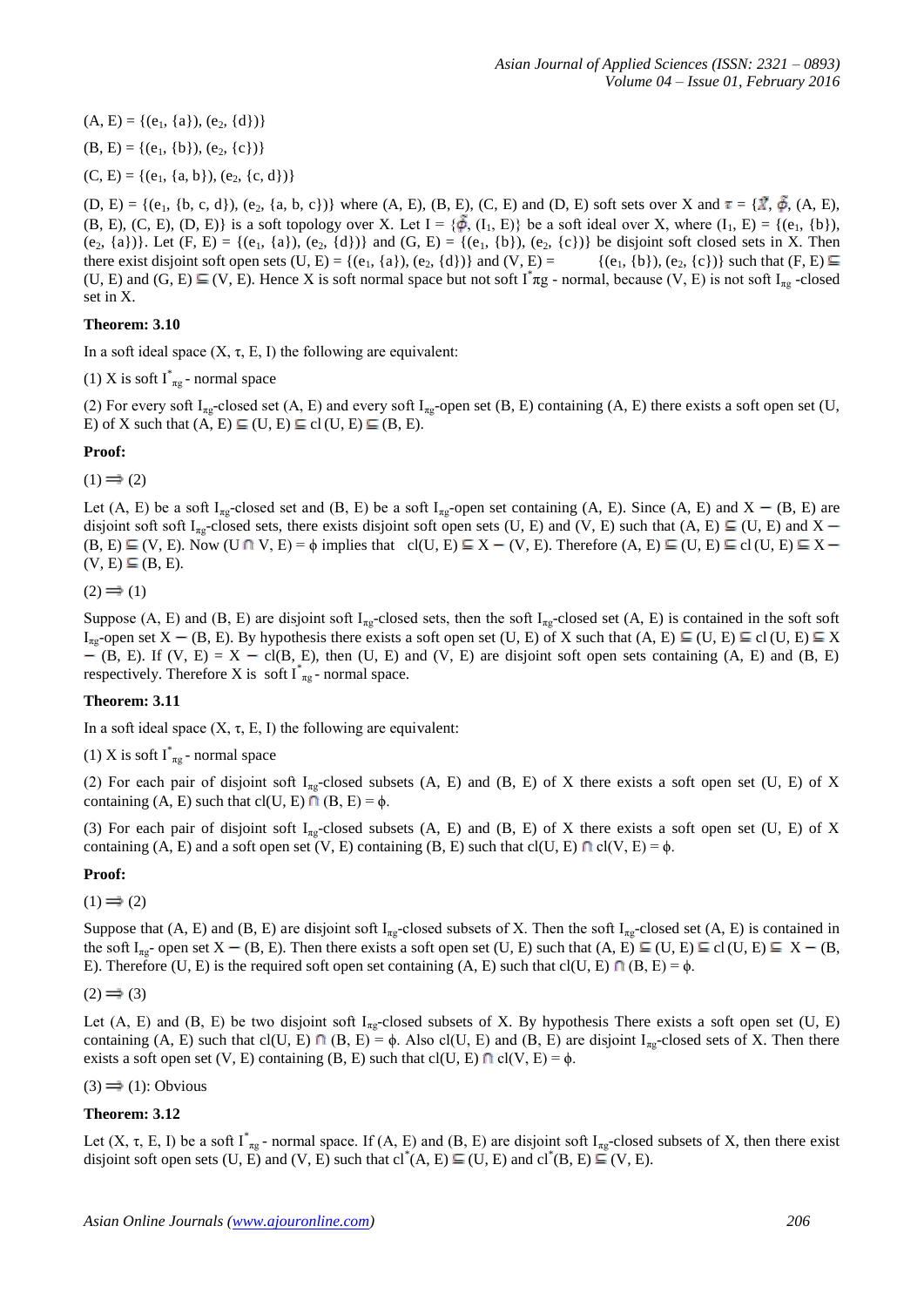$(A, E) = \{(e_1, \{a\}), (e_2, \{d\})\}$

$(B, E) = \{(e_1, \{b\}), (e_2, \{c\})\}$

$(C, E) = \{(e_1, \{a, b\}), (e_2, \{c, d\})\}$

$(D, E) = \{(e_1, \{b, c, d\}), (e_2, \{a, b, c\})\}$ where (A, E), (B, E), (C, E) and (D, E) soft sets over X and $\tau = \{\tilde{X}, \tilde{\phi}, (A, E), (B, E), (C, E), (D, E)\}$ is a soft topology over X. Let $I = \{\tilde{\phi}, (I_1, E)\}$ be a soft ideal over X, where $(I_1, E) = \{(e_1, \{b\}), (e_2, \{a\})\}$. Let $(F, E) = \{(e_1, \{a\}), (e_2, \{d\})\}$ and $(G, E) = \{(e_1, \{b\}), (e_2, \{c\})\}$ be disjoint soft closed sets in X. Then there exist disjoint soft open sets $(U, E) = \{(e_1, \{a\}), (e_2, \{d\})\}$ and $(V, E) = \{(e_1, \{b\}), (e_2, \{c\})\}$ such that $(F, E) \sqsubseteq (U, E)$ and $(G, E) \sqsubseteq (V, E)$. Hence X is soft normal space but not soft $I^*\pi g$ - normal, because (V, E) is not soft $I_{\pi g}$ -closed set in X.

**Theorem: 3.10**

In a soft ideal space $(X, \tau, E, I)$ the following are equivalent:

(1) X is soft $I^*_{\pi g}$ - normal space

(2) For every soft $I_{\pi g}$-closed set (A, E) and every soft $I_{\pi g}$-open set (B, E) containing (A, E) there exists a soft open set (U, E) of X such that $(A, E) \sqsubseteq (U, E) \sqsubseteq cl\,(U, E) \sqsubseteq (B, E)$.

**Proof:**

$(1) \Rightarrow (2)$

Let (A, E) be a soft $I_{\pi g}$-closed set and (B, E) be a soft $I_{\pi g}$-open set containing (A, E). Since (A, E) and $X - (B, E)$ are disjoint soft soft $I_{\pi g}$-closed sets, there exists disjoint soft open sets (U, E) and (V, E) such that $(A, E) \sqsubseteq (U, E)$ and $X - (B, E) \sqsubseteq (V, E)$. Now $(U \sqcap V, E) = \phi$ implies that $cl(U, E) \sqsubseteq X - (V, E)$. Therefore $(A, E) \sqsubseteq (U, E) \sqsubseteq cl\,(U, E) \sqsubseteq X - (V, E) \sqsubseteq (B, E)$.

$(2) \Rightarrow (1)$

Suppose (A, E) and (B, E) are disjoint soft $I_{\pi g}$-closed sets, then the soft $I_{\pi g}$-closed set (A, E) is contained in the soft soft $I_{\pi g}$-open set $X - (B, E)$. By hypothesis there exists a soft open set (U, E) of X such that $(A, E) \sqsubseteq (U, E) \sqsubseteq cl\,(U, E) \sqsubseteq X - (B, E)$. If $(V, E) = X - cl(B, E)$, then (U, E) and (V, E) are disjoint soft open sets containing (A, E) and (B, E) respectively. Therefore X is soft $I^*_{\pi g}$ - normal space.

**Theorem: 3.11**

In a soft ideal space $(X, \tau, E, I)$ the following are equivalent:

(1) X is soft $I^*_{\pi g}$ - normal space

(2) For each pair of disjoint soft $I_{\pi g}$-closed subsets (A, E) and (B, E) of X there exists a soft open set (U, E) of X containing (A, E) such that $cl(U, E) \sqcap (B, E) = \phi$.

(3) For each pair of disjoint soft $I_{\pi g}$-closed subsets (A, E) and (B, E) of X there exists a soft open set (U, E) of X containing (A, E) and a soft open set (V, E) containing (B, E) such that $cl(U, E) \sqcap cl(V, E) = \phi$.

**Proof:**

$(1) \Rightarrow (2)$

Suppose that (A, E) and (B, E) are disjoint soft $I_{\pi g}$-closed subsets of X. Then the soft $I_{\pi g}$-closed set (A, E) is contained in the soft $I_{\pi g}$- open set $X - (B, E)$. Then there exists a soft open set (U, E) such that $(A, E) \sqsubseteq (U, E) \sqsubseteq cl\,(U, E) \sqsubseteq X - (B, E)$. Therefore (U, E) is the required soft open set containing (A, E) such that $cl(U, E) \sqcap (B, E) = \phi$.

$(2) \Rightarrow (3)$

Let (A, E) and (B, E) be two disjoint soft $I_{\pi g}$-closed subsets of X. By hypothesis There exists a soft open set (U, E) containing (A, E) such that $cl(U, E) \sqcap (B, E) = \phi$. Also cl(U, E) and (B, E) are disjoint $I_{\pi g}$-closed sets of X. Then there exists a soft open set (V, E) containing (B, E) such that $cl(U, E) \sqcap cl(V, E) = \phi$.

$(3) \Rightarrow (1)$: Obvious

**Theorem: 3.12**

Let $(X, \tau, E, I)$ be a soft $I^*_{\pi g}$ - normal space. If (A, E) and (B, E) are disjoint soft $I_{\pi g}$-closed subsets of X, then there exist disjoint soft open sets (U, E) and (V, E) such that $cl^*(A, E) \sqsubseteq (U, E)$ and $cl^*(B, E) \sqsubseteq (V, E)$.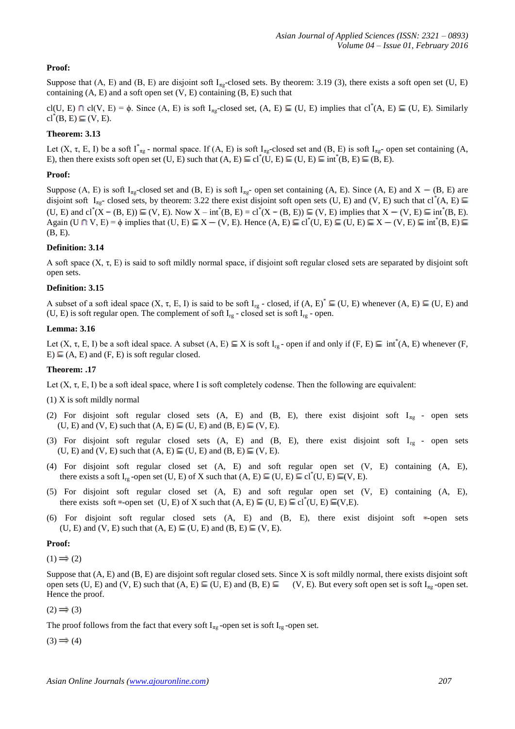**Proof:**

Suppose that (A, E) and (B, E) are disjoint soft $I_{\pi g}$-closed sets. By theorem: 3.19 (3), there exists a soft open set (U, E) containing (A, E) and a soft open set (V, E) containing (B, E) such that

cl(U, E) ⋂ cl(V, E) = ϕ. Since (A, E) is soft $I_{\pi g}$-closed set, (A, E) ⊑ (U, E) implies that $cl^*$(A, E) ⊑ (U, E). Similarly $cl^*$(B, E) ⊑ (V, E).

**Theorem: 3.13**

Let (X, τ, E, I) be a soft $I^*_{\pi g}$ - normal space. If (A, E) is soft $I_{\pi g}$-closed set and (B, E) is soft $I_{\pi g}$- open set containing (A, E), then there exists soft open set (U, E) such that (A, E) ⊑ $cl^*$(U, E) ⊑ (U, E) ⊑ $int^*$(B, E) ⊑ (B, E).

**Proof:**

Suppose (A, E) is soft $I_{\pi g}$-closed set and (B, E) is soft $I_{\pi g}$- open set containing (A, E). Since (A, E) and X − (B, E) are disjoint soft $I_{\pi g}$- closed sets, by theorem: 3.22 there exist disjoint soft open sets (U, E) and (V, E) such that $cl^*$(A, E) ⊑ (U, E) and $cl^*$(X − (B, E)) ⊑ (V, E). Now X – $int^*$(B, E) = $cl^*$(X − (B, E)) ⊑ (V, E) implies that X − (V, E) ⊑ $int^*$(B, E). Again (U ⋂ V, E) = ϕ implies that (U, E) ⊑ X − (V, E). Hence (A, E) ⊑ $cl^*$(U, E) ⊑ (U, E) ⊑ X − (V, E) ⊑ $int^*$(B, E) ⊑ (B, E).

**Definition: 3.14**

A soft space (X, τ, E) is said to soft mildly normal space, if disjoint soft regular closed sets are separated by disjoint soft open sets.

**Definition: 3.15**

A subset of a soft ideal space (X, τ, E, I) is said to be soft $I_{rg}$ - closed, if $(A, E)^*$ ⊑ (U, E) whenever (A, E) ⊑ (U, E) and (U, E) is soft regular open. The complement of soft $I_{rg}$ - closed set is soft $I_{rg}$ - open.

**Lemma: 3.16**

Let (X, τ, E, I) be a soft ideal space. A subset (A, E) ⊑ X is soft $I_{rg}$ - open if and only if (F, E) ⊑ $int^*$(A, E) whenever (F, E) ⊑ (A, E) and (F, E) is soft regular closed.

**Theorem: .17**

Let (X, τ, E, I) be a soft ideal space, where I is soft completely codense. Then the following are equivalent:

(1) X is soft mildly normal

(2) For disjoint soft regular closed sets (A, E) and (B, E), there exist disjoint soft $I_{\pi g}$ - open sets (U, E) and (V, E) such that (A, E) ⊑ (U, E) and (B, E) ⊑ (V, E).

(3) For disjoint soft regular closed sets (A, E) and (B, E), there exist disjoint soft $I_{rg}$ - open sets (U, E) and (V, E) such that (A, E) ⊑ (U, E) and (B, E) ⊑ (V, E).

(4) For disjoint soft regular closed set (A, E) and soft regular open set (V, E) containing (A, E), there exists a soft $I_{rg}$ -open set (U, E) of X such that (A, E) ⊑ (U, E) ⊑ $cl^*$(U, E) ⊑(V, E).

(5) For disjoint soft regular closed set (A, E) and soft regular open set (V, E) containing (A, E), there exists soft ⁎-open set (U, E) of X such that (A, E) ⊑ (U, E) ⊑ $cl^*$(U, E) ⊑(V,E).

(6) For disjoint soft regular closed sets (A, E) and (B, E), there exist disjoint soft ⁎-open sets (U, E) and (V, E) such that (A, E) ⊑ (U, E) and (B, E) ⊑ (V, E).

**Proof:**

(1) ⟹ (2)

Suppose that (A, E) and (B, E) are disjoint soft regular closed sets. Since X is soft mildly normal, there exists disjoint soft open sets (U, E) and (V, E) such that (A, E) ⊑ (U, E) and (B, E) ⊑ (V, E). But every soft open set is soft $I_{\pi g}$ -open set. Hence the proof.

(2) ⟹ (3)

The proof follows from the fact that every soft $I_{\pi g}$ -open set is soft $I_{rg}$ -open set.

(3) ⟹ (4)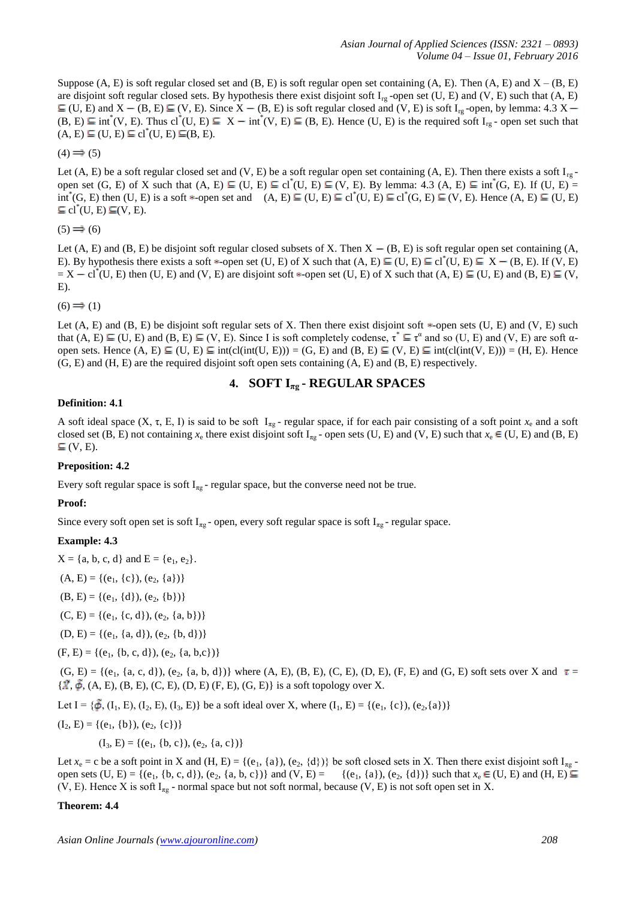Suppose (A, E) is soft regular closed set and (B, E) is soft regular open set containing (A, E). Then (A, E) and X – (B, E) are disjoint soft regular closed sets. By hypothesis there exist disjoint soft $I_{rg}$-open set (U, E) and (V, E) such that (A, E) $\sqsubseteq$ (U, E) and X − (B, E) $\sqsubseteq$ (V, E). Since X − (B, E) is soft regular closed and (V, E) is soft $I_{rg}$-open, by lemma: 4.3 X − (B, E) $\sqsubseteq$ $int^*$(V, E). Thus $cl^*$(U, E) $\sqsubseteq$ X − $int^*$(V, E) $\sqsubseteq$ (B, E). Hence (U, E) is the required soft $I_{rg}$ - open set such that (A, E) $\sqsubseteq$ (U, E) $\sqsubseteq$ $cl^*$(U, E) $\sqsubseteq$(B, E).

(4) $\Longrightarrow$ (5)

Let (A, E) be a soft regular closed set and (V, E) be a soft regular open set containing (A, E). Then there exists a soft $I_{rg}$-open set (G, E) of X such that (A, E) $\sqsubseteq$ (U, E) $\sqsubseteq$ $cl^*$(U, E) $\sqsubseteq$ (V, E). By lemma: 4.3 (A, E) $\sqsubseteq$ $int^*$(G, E). If (U, E) = $int^*$(G, E) then (U, E) is a soft ∗-open set and (A, E) $\sqsubseteq$ (U, E) $\sqsubseteq$ $cl^*$(U, E) $\sqsubseteq$ $cl^*$(G, E) $\sqsubseteq$ (V, E). Hence (A, E) $\sqsubseteq$ (U, E) $\sqsubseteq$ $cl^*$(U, E) $\sqsubseteq$(V, E).

(5) $\Longrightarrow$ (6)

Let (A, E) and (B, E) be disjoint soft regular closed subsets of X. Then X − (B, E) is soft regular open set containing (A, E). By hypothesis there exists a soft ∗-open set (U, E) of X such that (A, E) $\sqsubseteq$ (U, E) $\sqsubseteq$ $cl^*$(U, E) $\sqsubseteq$ X − (B, E). If (V, E) = X − $cl^*$(U, E) then (U, E) and (V, E) are disjoint soft ∗-open set (U, E) of X such that (A, E) $\sqsubseteq$ (U, E) and (B, E) $\sqsubseteq$ (V, E).

(6) $\Longrightarrow$ (1)

Let (A, E) and (B, E) be disjoint soft regular sets of X. Then there exist disjoint soft ∗-open sets (U, E) and (V, E) such that (A, E) $\sqsubseteq$ (U, E) and (B, E) $\sqsubseteq$ (V, E). Since I is soft completely codense, $\tau^* \sqsubseteq \tau^\alpha$ and so (U, E) and (V, E) are soft α-open sets. Hence (A, E) $\sqsubseteq$ (U, E) $\sqsubseteq$ int(cl(int(U, E))) = (G, E) and (B, E) $\sqsubseteq$ (V, E) $\sqsubseteq$ int(cl(int(V, E))) = (H, E). Hence (G, E) and (H, E) are the required disjoint soft open sets containing (A, E) and (B, E) respectively.

## 4. SOFT $I_{\pi g}$ - REGULAR SPACES

**Definition: 4.1**

A soft ideal space (X, τ, E, I) is said to be soft $I_{\pi g}$ - regular space, if for each pair consisting of a soft point $x_e$ and a soft closed set (B, E) not containing $x_e$ there exist disjoint soft $I_{\pi g}$ - open sets (U, E) and (V, E) such that $x_e \in$ (U, E) and (B, E) $\sqsubseteq$ (V, E).

**Preposition: 4.2**

Every soft regular space is soft $I_{\pi g}$ - regular space, but the converse need not be true.

**Proof:**

Since every soft open set is soft $I_{\pi g}$ - open, every soft regular space is soft $I_{\pi g}$ - regular space.

**Example: 4.3**

X = {a, b, c, d} and E = {$e_1$, $e_2$}.

(A, E) = {($e_1$, {c}), ($e_2$, {a})}

(B, E) = {($e_1$, {d}), ($e_2$, {b})}

(C, E) = {($e_1$, {c, d}), ($e_2$, {a, b})}

(D, E) = {($e_1$, {a, d}), ($e_2$, {b, d})}

(F, E) = {($e_1$, {b, c, d}), ($e_2$, {a, b,c})}

(G, E) = {($e_1$, {a, c, d}), ($e_2$, {a, b, d})} where (A, E), (B, E), (C, E), (D, E), (F, E) and (G, E) soft sets over X and τ = {$\tilde{X}$, $\tilde{\phi}$, (A, E), (B, E), (C, E), (D, E) (F, E), (G, E)} is a soft topology over X.

Let I = {$\tilde{\phi}$, ($I_1$, E), ($I_2$, E), ($I_3$, E)} be a soft ideal over X, where ($I_1$, E) = {($e_1$, {c}), ($e_2$,{a})}

($I_2$, E) = {($e_1$, {b}), ($e_2$, {c})}

($I_3$, E) = {($e_1$, {b, c}), ($e_2$, {a, c})}

Let $x_e$ = c be a soft point in X and (H, E) = {($e_1$, {a}), ($e_2$, {d})} be soft closed sets in X. Then there exist disjoint soft $I_{\pi g}$ - open sets (U, E) = {($e_1$, {b, c, d}), ($e_2$, {a, b, c})} and (V, E) = {($e_1$, {a}), ($e_2$, {d})} such that $x_e \in$ (U, E) and (H, E) $\sqsubseteq$ (V, E). Hence X is soft $I_{\pi g}$ - normal space but not soft normal, because (V, E) is not soft open set in X.

**Theorem: 4.4**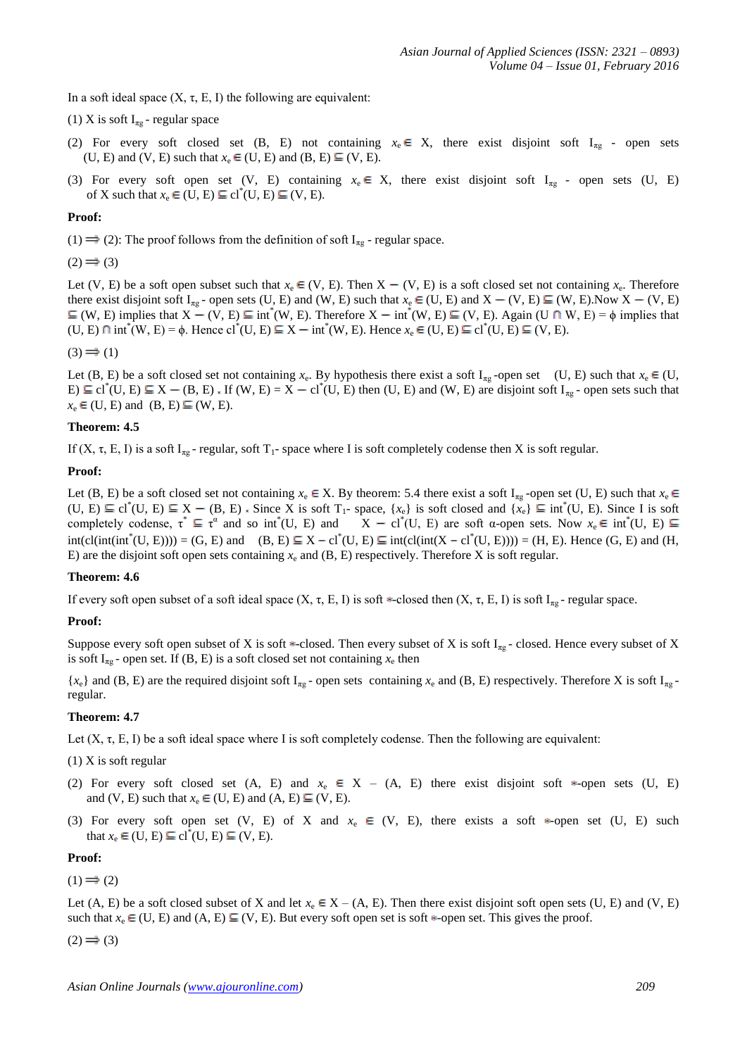In a soft ideal space $(X, \tau, E, I)$ the following are equivalent:

(1) X is soft $I_{\pi g}$ - regular space

(2) For every soft closed set (B, E) not containing $x_e \in X$, there exist disjoint soft $I_{\pi g}$ - open sets (U, E) and (V, E) such that $x_e \in (U, E)$ and $(B, E) \sqsubseteq (V, E)$.

(3) For every soft open set (V, E) containing $x_e \in X$, there exist disjoint soft $I_{\pi g}$ - open sets (U, E) of X such that $x_e \in (U, E) \sqsubseteq cl^*(U, E) \sqsubseteq (V, E)$.

**Proof:**

(1) $\Rightarrow$ (2): The proof follows from the definition of soft $I_{\pi g}$ - regular space.

(2) $\Rightarrow$ (3)

Let (V, E) be a soft open subset such that $x_e \in (V, E)$. Then $X - (V, E)$ is a soft closed set not containing $x_e$. Therefore there exist disjoint soft $I_{\pi g}$ - open sets (U, E) and (W, E) such that $x_e \in (U, E)$ and $X - (V, E) \sqsubseteq (W, E)$.Now $X - (V, E) \sqsubseteq (W, E)$ implies that $X - (V, E) \sqsubseteq int^*(W, E)$. Therefore $X - int^*(W, E) \sqsubseteq (V, E)$. Again $(U \sqcap W, E) = \phi$ implies that $(U, E) \sqcap int^*(W, E) = \phi$. Hence $cl^*(U, E) \sqsubseteq X - int^*(W, E)$. Hence $x_e \in (U, E) \sqsubseteq cl^*(U, E) \sqsubseteq (V, E)$.

(3) $\Rightarrow$ (1)

Let (B, E) be a soft closed set not containing $x_e$. By hypothesis there exist a soft $I_{\pi g}$ -open set (U, E) such that $x_e \in (U, E) \sqsubseteq cl^*(U, E) \sqsubseteq X - (B, E)$ . If $(W, E) = X - cl^*(U, E)$ then (U, E) and (W, E) are disjoint soft $I_{\pi g}$ - open sets such that $x_e \in (U, E)$ and $(B, E) \sqsubseteq (W, E)$.

**Theorem: 4.5**

If $(X, \tau, E, I)$ is a soft $I_{\pi g}$ - regular, soft $T_1$- space where I is soft completely codense then X is soft regular.

**Proof:**

Let (B, E) be a soft closed set not containing $x_e \in X$. By theorem: 5.4 there exist a soft $I_{\pi g}$ -open set (U, E) such that $x_e \in (U, E) \sqsubseteq cl^*(U, E) \sqsubseteq X - (B, E)$ . Since X is soft $T_1$- space, $\{x_e\}$ is soft closed and $\{x_e\} \sqsubseteq int^*(U, E)$. Since I is soft completely codense, $\tau^* \sqsubseteq \tau^\alpha$ and so $int^*(U, E)$ and $X - cl^*(U, E)$ are soft α-open sets. Now $x_e \in int^*(U, E) \sqsubseteq int(cl(int(int^*(U, E)))) = (G, E)$ and $(B, E) \sqsubseteq X - cl^*(U, E) \sqsubseteq int(cl(int(X - cl^*(U, E)))) = (H, E)$. Hence (G, E) and (H, E) are the disjoint soft open sets containing $x_e$ and (B, E) respectively. Therefore X is soft regular.

**Theorem: 4.6**

If every soft open subset of a soft ideal space $(X, \tau, E, I)$ is soft ⁎-closed then $(X, \tau, E, I)$ is soft $I_{\pi g}$ - regular space.

**Proof:**

Suppose every soft open subset of X is soft ⁎-closed. Then every subset of X is soft $I_{\pi g}$ - closed. Hence every subset of X is soft $I_{\pi g}$ - open set. If (B, E) is a soft closed set not containing $x_e$ then

$\{x_e\}$ and (B, E) are the required disjoint soft $I_{\pi g}$ - open sets containing $x_e$ and (B, E) respectively. Therefore X is soft $I_{\pi g}$ - regular.

**Theorem: 4.7**

Let $(X, \tau, E, I)$ be a soft ideal space where I is soft completely codense. Then the following are equivalent:

(1) X is soft regular

(2) For every soft closed set (A, E) and $x_e \in X - (A, E)$ there exist disjoint soft ⁎-open sets (U, E) and (V, E) such that $x_e \in (U, E)$ and $(A, E) \sqsubseteq (V, E)$.

(3) For every soft open set (V, E) of X and $x_e \in (V, E)$, there exists a soft ⁎-open set (U, E) such that $x_e \in (U, E) \sqsubseteq cl^*(U, E) \sqsubseteq (V, E)$.

**Proof:**

(1) $\Rightarrow$ (2)

Let (A, E) be a soft closed subset of X and let $x_e \in X - (A, E)$. Then there exist disjoint soft open sets (U, E) and (V, E) such that $x_e \in (U, E)$ and $(A, E) \sqsubseteq (V, E)$. But every soft open set is soft ⁎-open set. This gives the proof.

(2) $\Rightarrow$ (3)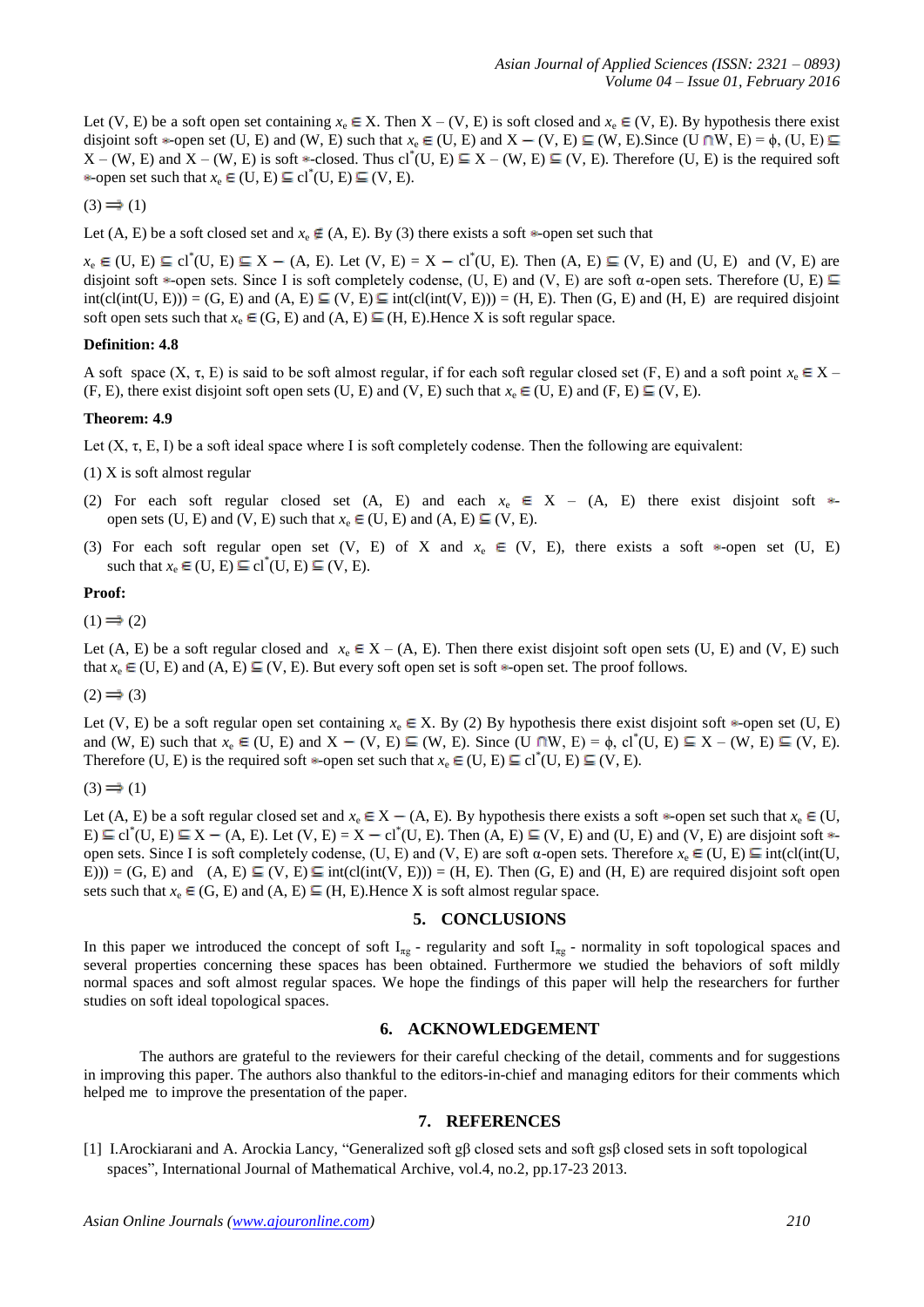Let (V, E) be a soft open set containing $x_e \in X$. Then $X - (V, E)$ is soft closed and $x_e \in (V, E)$. By hypothesis there exist disjoint soft ⊛-open set (U, E) and (W, E) such that $x_e \in (U, E)$ and $X - (V, E) \sqsubseteq (W, E)$.Since $(U \sqcap W, E) = \phi$, $(U, E) \sqsubseteq X - (W, E)$ and $X - (W, E)$ is soft ⊛-closed. Thus $cl^*(U, E) \sqsubseteq X - (W, E) \sqsubseteq (V, E)$. Therefore (U, E) is the required soft ⊛-open set such that $x_e \in (U, E) \sqsubseteq cl^*(U, E) \sqsubseteq (V, E)$.

$(3) \Longrightarrow (1)$

Let (A, E) be a soft closed set and $x_e \notin (A, E)$. By (3) there exists a soft ⊛-open set such that

$x_e \in (U, E) \sqsubseteq cl^*(U, E) \sqsubseteq X - (A, E)$. Let $(V, E) = X - cl^*(U, E)$. Then $(A, E) \sqsubseteq (V, E)$ and (U, E) and (V, E) are disjoint soft ⊛-open sets. Since I is soft completely codense, (U, E) and (V, E) are soft α-open sets. Therefore $(U, E) \sqsubseteq int(cl(int(U, E))) = (G, E)$ and $(A, E) \sqsubseteq (V, E) \sqsubseteq int(cl(int(V, E))) = (H, E)$. Then (G, E) and (H, E) are required disjoint soft open sets such that $x_e \in (G, E)$ and $(A, E) \sqsubseteq (H, E)$.Hence X is soft regular space.

**Definition: 4.8**

A soft space (X, τ, E) is said to be soft almost regular, if for each soft regular closed set (F, E) and a soft point $x_e \in X - (F, E)$, there exist disjoint soft open sets (U, E) and (V, E) such that $x_e \in (U, E)$ and $(F, E) \sqsubseteq (V, E)$.

**Theorem: 4.9**

Let (X, τ, E, I) be a soft ideal space where I is soft completely codense. Then the following are equivalent:

(1) X is soft almost regular

(2) For each soft regular closed set (A, E) and each $x_e \in X - (A, E)$ there exist disjoint soft ⊛-open sets (U, E) and (V, E) such that $x_e \in (U, E)$ and $(A, E) \sqsubseteq (V, E)$.

(3) For each soft regular open set (V, E) of X and $x_e \in (V, E)$, there exists a soft ⊛-open set (U, E) such that $x_e \in (U, E) \sqsubseteq cl^*(U, E) \sqsubseteq (V, E)$.

**Proof:**

$(1) \Longrightarrow (2)$

Let (A, E) be a soft regular closed and $x_e \in X - (A, E)$. Then there exist disjoint soft open sets (U, E) and (V, E) such that $x_e \in (U, E)$ and $(A, E) \sqsubseteq (V, E)$. But every soft open set is soft ⊛-open set. The proof follows.

$(2) \Longrightarrow (3)$

Let (V, E) be a soft regular open set containing $x_e \in X$. By (2) By hypothesis there exist disjoint soft ⊛-open set (U, E) and (W, E) such that $x_e \in (U, E)$ and $X - (V, E) \sqsubseteq (W, E)$. Since $(U \sqcap W, E) = \phi$, $cl^*(U, E) \sqsubseteq X - (W, E) \sqsubseteq (V, E)$. Therefore (U, E) is the required soft ⊛-open set such that $x_e \in (U, E) \sqsubseteq cl^*(U, E) \sqsubseteq (V, E)$.

$(3) \Longrightarrow (1)$

Let (A, E) be a soft regular closed set and $x_e \in X - (A, E)$. By hypothesis there exists a soft ⊛-open set such that $x_e \in (U, E) \sqsubseteq cl^*(U, E) \sqsubseteq X - (A, E)$. Let $(V, E) = X - cl^*(U, E)$. Then $(A, E) \sqsubseteq (V, E)$ and (U, E) and (V, E) are disjoint soft ⊛-open sets. Since I is soft completely codense, (U, E) and (V, E) are soft α-open sets. Therefore $x_e \in (U, E) \sqsubseteq int(cl(int(U, E))) = (G, E)$ and $(A, E) \sqsubseteq (V, E) \sqsubseteq int(cl(int(V, E))) = (H, E)$. Then (G, E) and (H, E) are required disjoint soft open sets such that $x_e \in (G, E)$ and $(A, E) \sqsubseteq (H, E)$.Hence X is soft almost regular space.

## 5. CONCLUSIONS

In this paper we introduced the concept of soft $I_{\pi g}$ - regularity and soft $I_{\pi g}$ - normality in soft topological spaces and several properties concerning these spaces has been obtained. Furthermore we studied the behaviors of soft mildly normal spaces and soft almost regular spaces. We hope the findings of this paper will help the researchers for further studies on soft ideal topological spaces.

## 6. ACKNOWLEDGEMENT

The authors are grateful to the reviewers for their careful checking of the detail, comments and for suggestions in improving this paper. The authors also thankful to the editors-in-chief and managing editors for their comments which helped me to improve the presentation of the paper.

## 7. REFERENCES

[1] I.Arockiarani and A. Arockia Lancy, "Generalized soft gβ closed sets and soft gsβ closed sets in soft topological spaces", International Journal of Mathematical Archive, vol.4, no.2, pp.17-23 2013.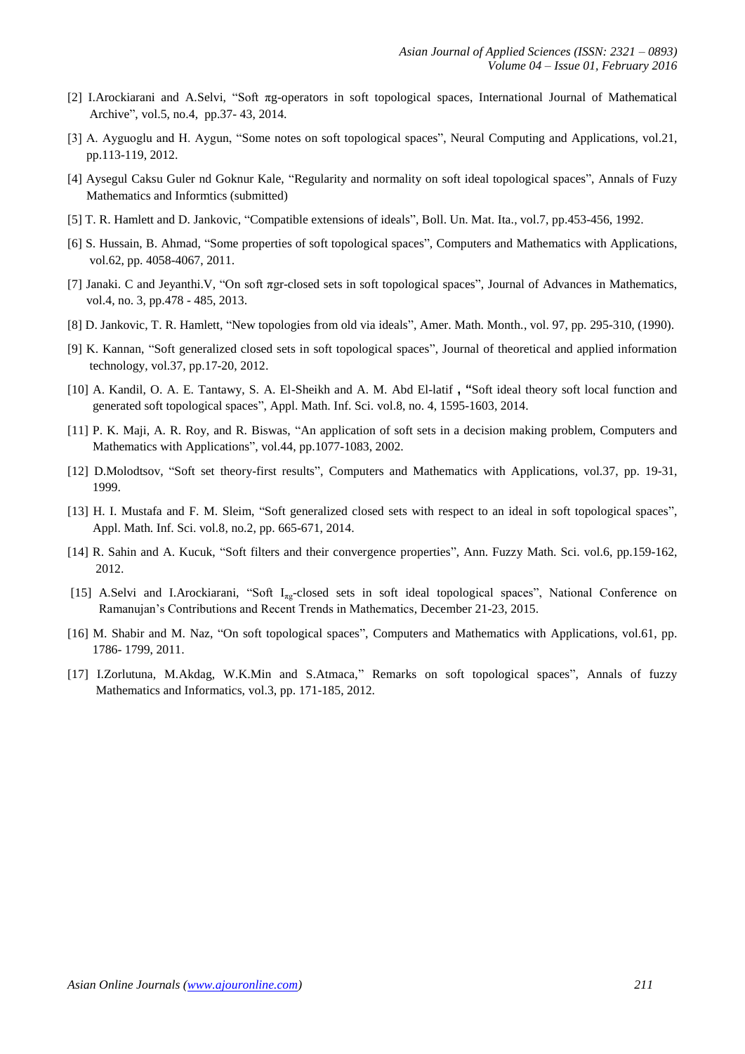[2] I.Arockiarani and A.Selvi, “Soft πg-operators in soft topological spaces, International Journal of Mathematical Archive”, vol.5, no.4, pp.37- 43, 2014.

[3] A. Ayguoglu and H. Aygun, “Some notes on soft topological spaces”, Neural Computing and Applications, vol.21, pp.113-119, 2012.

[4] Aysegul Caksu Guler nd Goknur Kale, “Regularity and normality on soft ideal topological spaces”, Annals of Fuzy Mathematics and Informtics (submitted)

[5] T. R. Hamlett and D. Jankovic, “Compatible extensions of ideals”, Boll. Un. Mat. Ita., vol.7, pp.453-456, 1992.

[6] S. Hussain, B. Ahmad, “Some properties of soft topological spaces”, Computers and Mathematics with Applications, vol.62, pp. 4058-4067, 2011.

[7] Janaki. C and Jeyanthi.V, “On soft πgr-closed sets in soft topological spaces”, Journal of Advances in Mathematics, vol.4, no. 3, pp.478 - 485, 2013.

[8] D. Jankovic, T. R. Hamlett, “New topologies from old via ideals”, Amer. Math. Month., vol. 97, pp. 295-310, (1990).

[9] K. Kannan, “Soft generalized closed sets in soft topological spaces”, Journal of theoretical and applied information technology, vol.37, pp.17-20, 2012.

[10] A. Kandil, O. A. E. Tantawy, S. A. El-Sheikh and A. M. Abd El-latif **, “**Soft ideal theory soft local function and generated soft topological spaces”, Appl. Math. Inf. Sci. vol.8, no. 4, 1595-1603, 2014.

[11] P. K. Maji, A. R. Roy, and R. Biswas, “An application of soft sets in a decision making problem, Computers and Mathematics with Applications”, vol.44, pp.1077-1083, 2002.

[12] D.Molodtsov, “Soft set theory-first results”, Computers and Mathematics with Applications, vol.37, pp. 19-31, 1999.

[13] H. I. Mustafa and F. M. Sleim, “Soft generalized closed sets with respect to an ideal in soft topological spaces”, Appl. Math. Inf. Sci. vol.8, no.2, pp. 665-671, 2014.

[14] R. Sahin and A. Kucuk, “Soft filters and their convergence properties”, Ann. Fuzzy Math. Sci. vol.6, pp.159-162, 2012.

[15] A.Selvi and I.Arockiarani, “Soft $I_{\pi g}$-closed sets in soft ideal topological spaces”, National Conference on Ramanujan’s Contributions and Recent Trends in Mathematics, December 21-23, 2015.

[16] M. Shabir and M. Naz, “On soft topological spaces”, Computers and Mathematics with Applications, vol.61, pp. 1786- 1799, 2011.

[17] I.Zorlutuna, M.Akdag, W.K.Min and S.Atmaca,” Remarks on soft topological spaces”, Annals of fuzzy Mathematics and Informatics, vol.3, pp. 171-185, 2012.